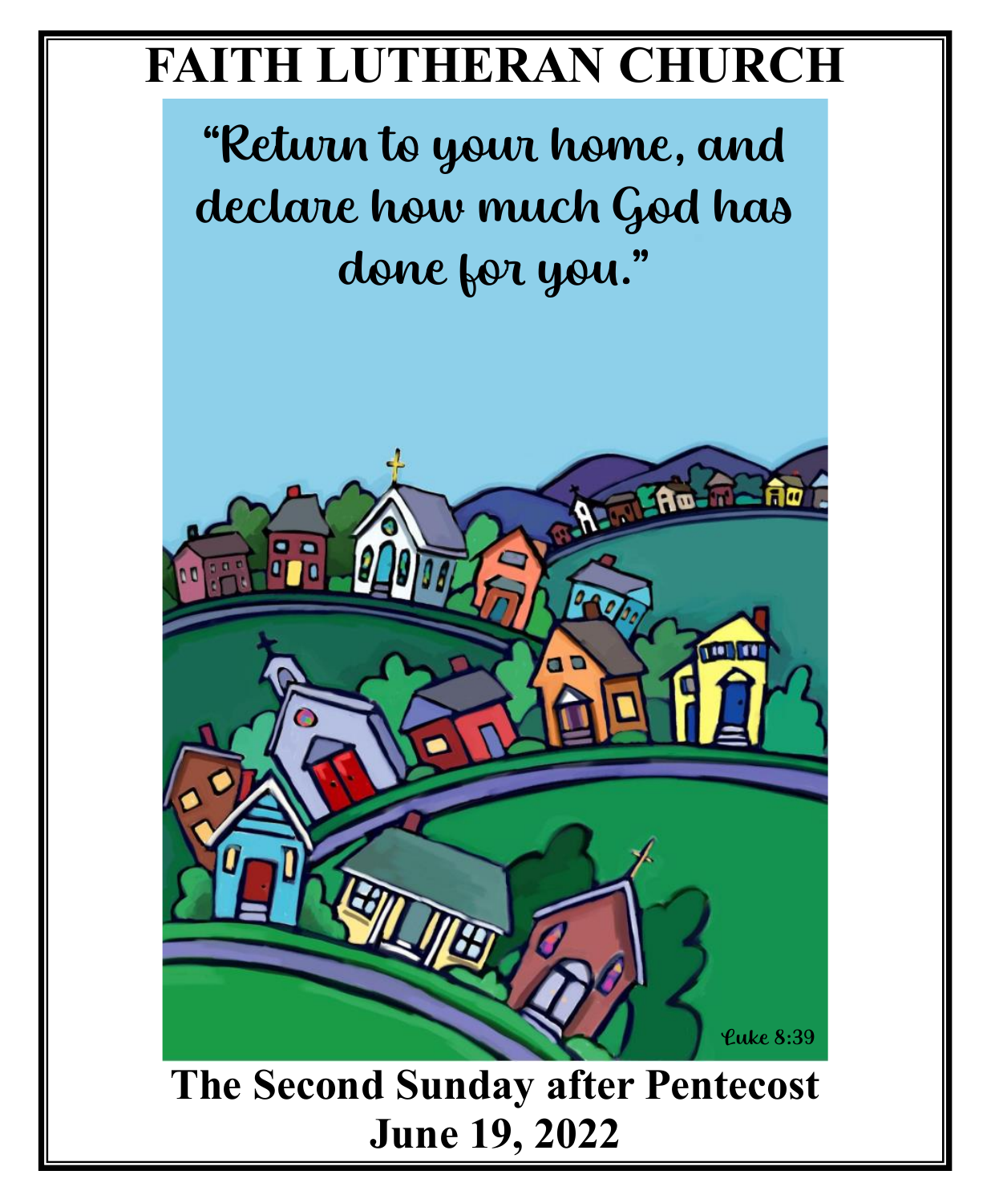# FAITH LUTHERAN CHURCH

"Return to your home, and declare how much God has done for you."

Luke 8:39

## The Second Sunday after Pentecost
## June 19, 2022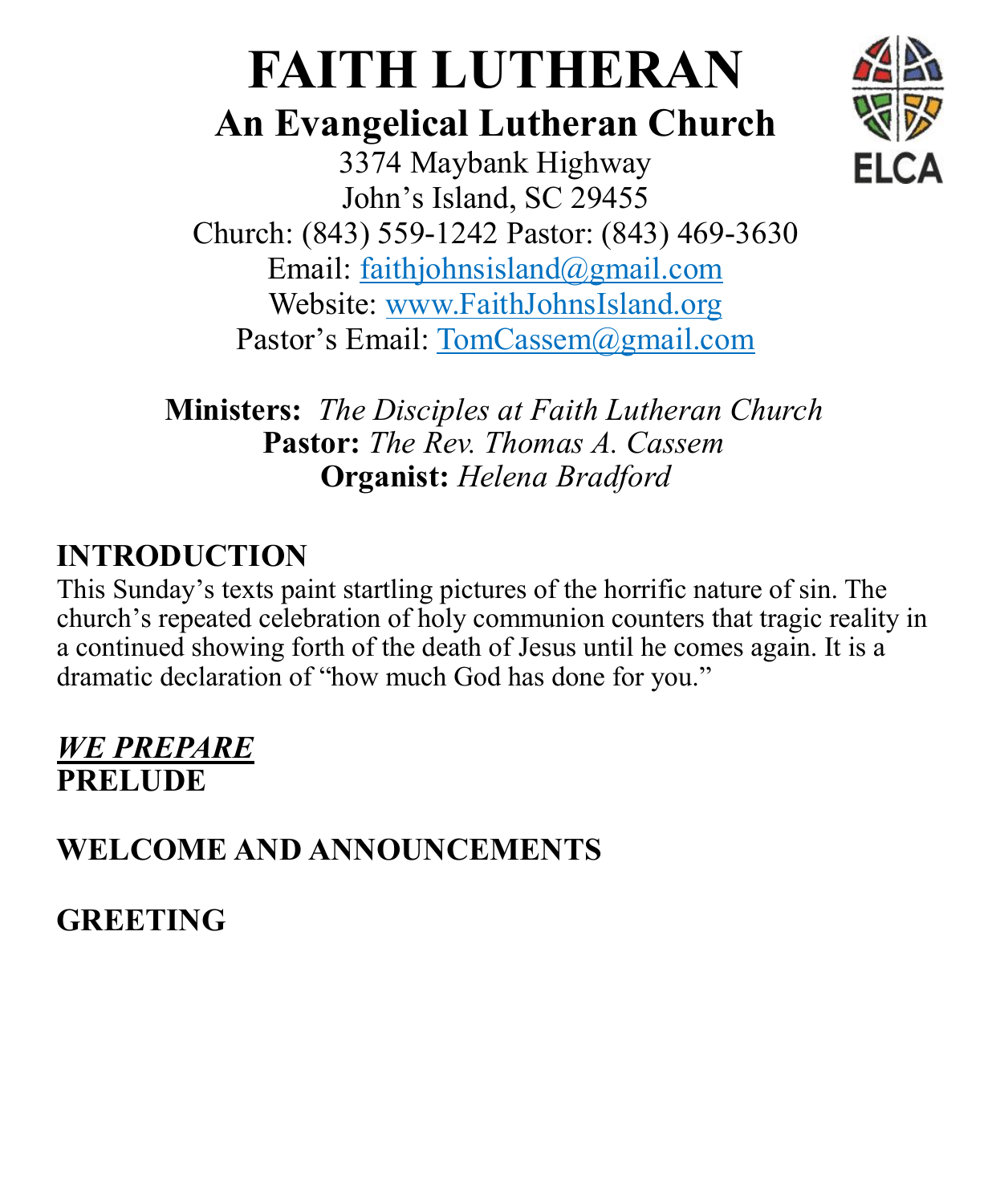# FAITH LUTHERAN

## An Evangelical Lutheran Church

3374 Maybank Highway
John's Island, SC 29455
Church: (843) 559-1242 Pastor: (843) 469-3630
Email: faithjohnsisland@gmail.com
Website: www.FaithJohnsIsland.org
Pastor's Email: TomCassem@gmail.com

**Ministers:** *The Disciples at Faith Lutheran Church*
**Pastor:** *The Rev. Thomas A. Cassem*
**Organist:** *Helena Bradford*

## INTRODUCTION

This Sunday's texts paint startling pictures of the horrific nature of sin. The church's repeated celebration of holy communion counters that tragic reality in a continued showing forth of the death of Jesus until he comes again. It is a dramatic declaration of "how much God has done for you."

***WE PREPARE***

**PRELUDE**

**WELCOME AND ANNOUNCEMENTS**

**GREETING**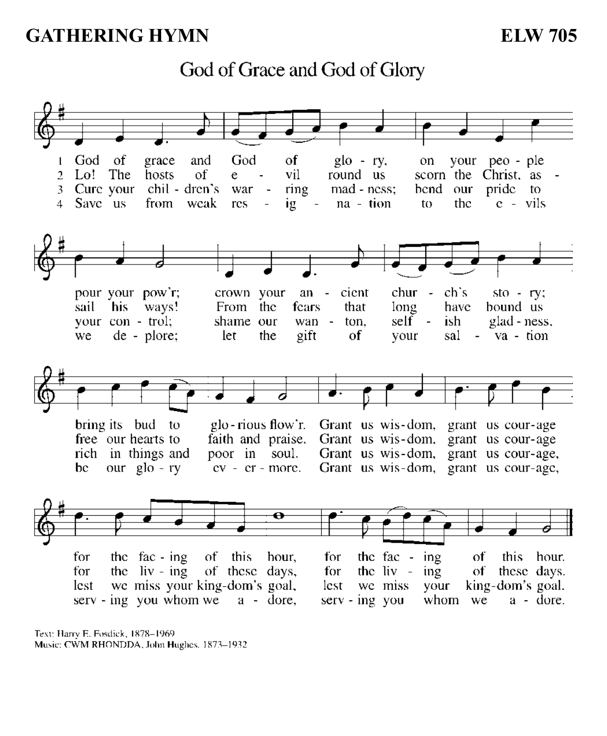**GATHERING HYMN** **ELW 705**

## God of Grace and God of Glory

1 God of grace and God of glory, on your people pour your pow'r; crown your ancient church's story; bring its bud to glorious flow'r. Grant us wisdom, grant us courage for the facing of this hour, for the facing of this hour.

2 Lo! The hosts of evil round us scorn the Christ, assail his ways! From the fears that long have bound us free our hearts to faith and praise. Grant us wisdom, grant us courage for the living of these days, for the living of these days.

3 Cure your children's warring madness; bend our pride to your control; shame our wanton, selfish gladness, rich in things and poor in soul. Grant us wisdom, grant us courage, lest we miss your kingdom's goal, lest we miss your kingdom's goal.

4 Save us from weak resignation to the evils we deplore; let the gift of your salvation be our glory evermore. Grant us wisdom, grant us courage, serving you whom we adore, serving you whom we adore.

Text: Harry E. Fosdick, 1878–1969
Music: CWM RHONDDA, John Hughes, 1873–1932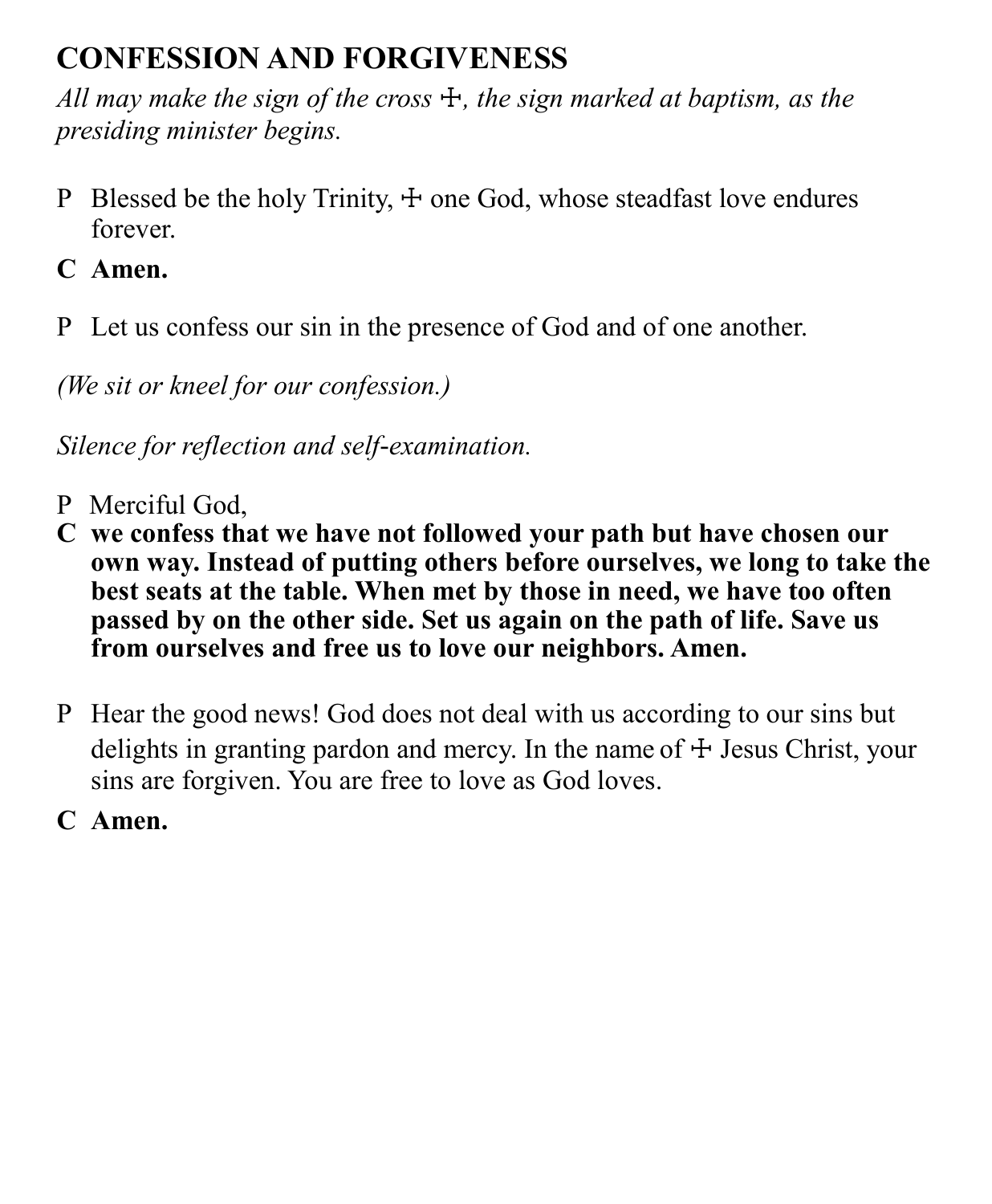## CONFESSION AND FORGIVENESS

*All may make the sign of the cross ☩, the sign marked at baptism, as the presiding minister begins.*

P Blessed be the holy Trinity, ☩ one God, whose steadfast love endures forever.

**C Amen.**

P Let us confess our sin in the presence of God and of one another.

*(We sit or kneel for our confession.)*

*Silence for reflection and self-examination.*

P Merciful God,

**C we confess that we have not followed your path but have chosen our own way. Instead of putting others before ourselves, we long to take the best seats at the table. When met by those in need, we have too often passed by on the other side. Set us again on the path of life. Save us from ourselves and free us to love our neighbors. Amen.**

P Hear the good news! God does not deal with us according to our sins but delights in granting pardon and mercy. In the name of ☩ Jesus Christ, your sins are forgiven. You are free to love as God loves.

**C Amen.**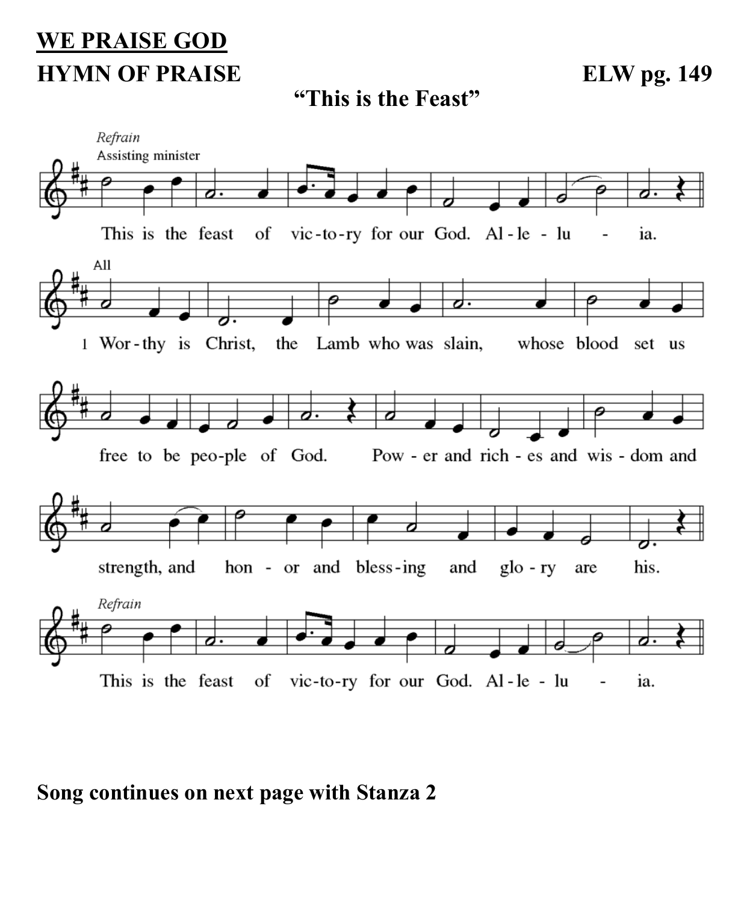# WE PRAISE GOD

## HYMN OF PRAISE — ELW pg. 149

**"This is the Feast"**

*Refrain*
Assisting minister

This is the feast of vic-to-ry for our God. Al-le-lu - ia.

All

1 Wor-thy is Christ, the Lamb who was slain, whose blood set us free to be peo-ple of God. Pow - er and rich - es and wis - dom and strength, and hon - or and bless-ing and glo - ry are his.

*Refrain*

This is the feast of vic-to-ry for our God. Al-le-lu - ia.

**Song continues on next page with Stanza 2**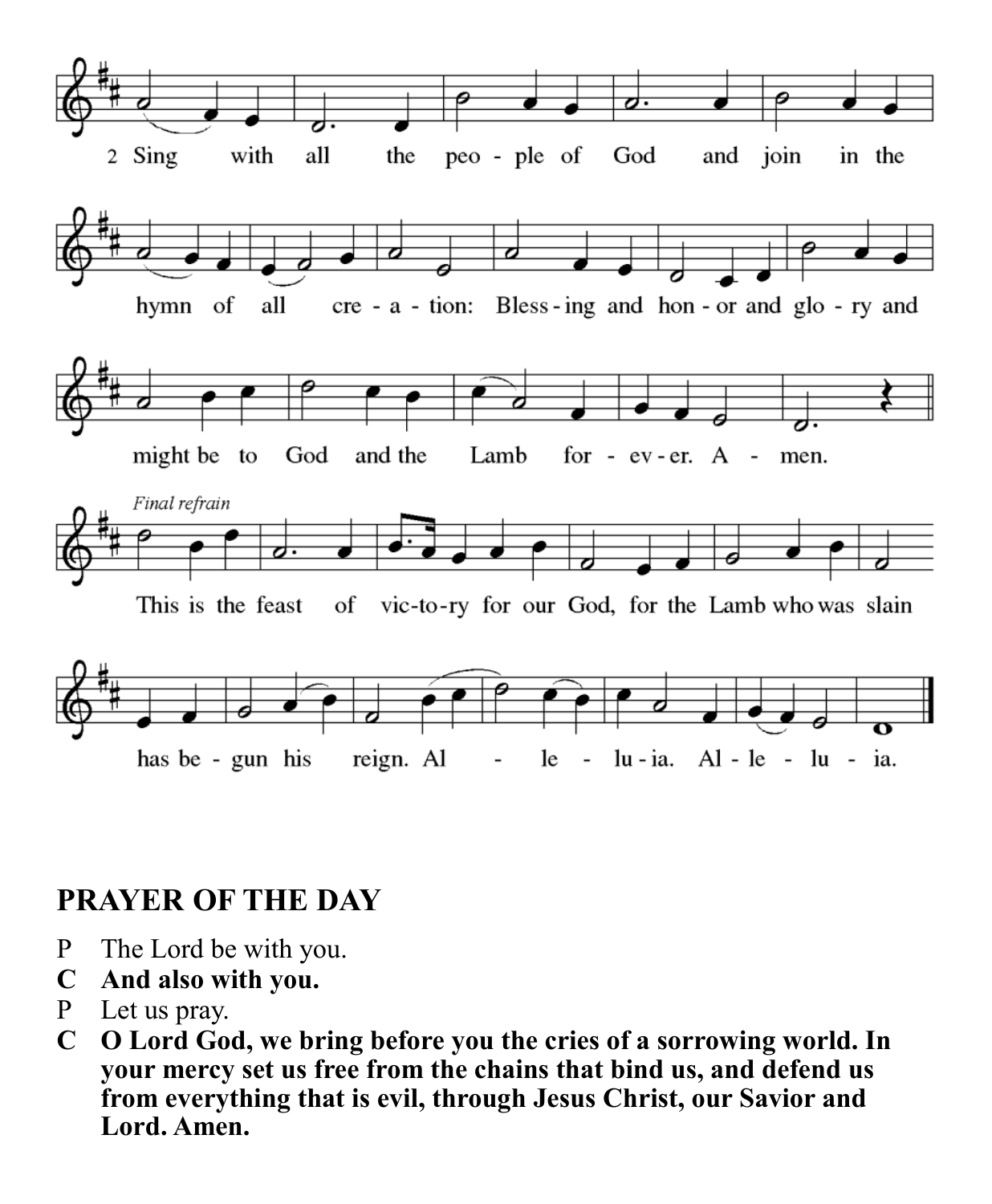2 Sing with all the people of God and join in the hymn of all creation: Blessing and honor and glory and might be to God and the Lamb forever. Amen.

*Final refrain*

This is the feast of victory for our God, for the Lamb who was slain has begun his reign. Alleluia. Alleluia.

## PRAYER OF THE DAY

P The Lord be with you.

**C And also with you.**

P Let us pray.

**C O Lord God, we bring before you the cries of a sorrowing world. In your mercy set us free from the chains that bind us, and defend us from everything that is evil, through Jesus Christ, our Savior and Lord. Amen.**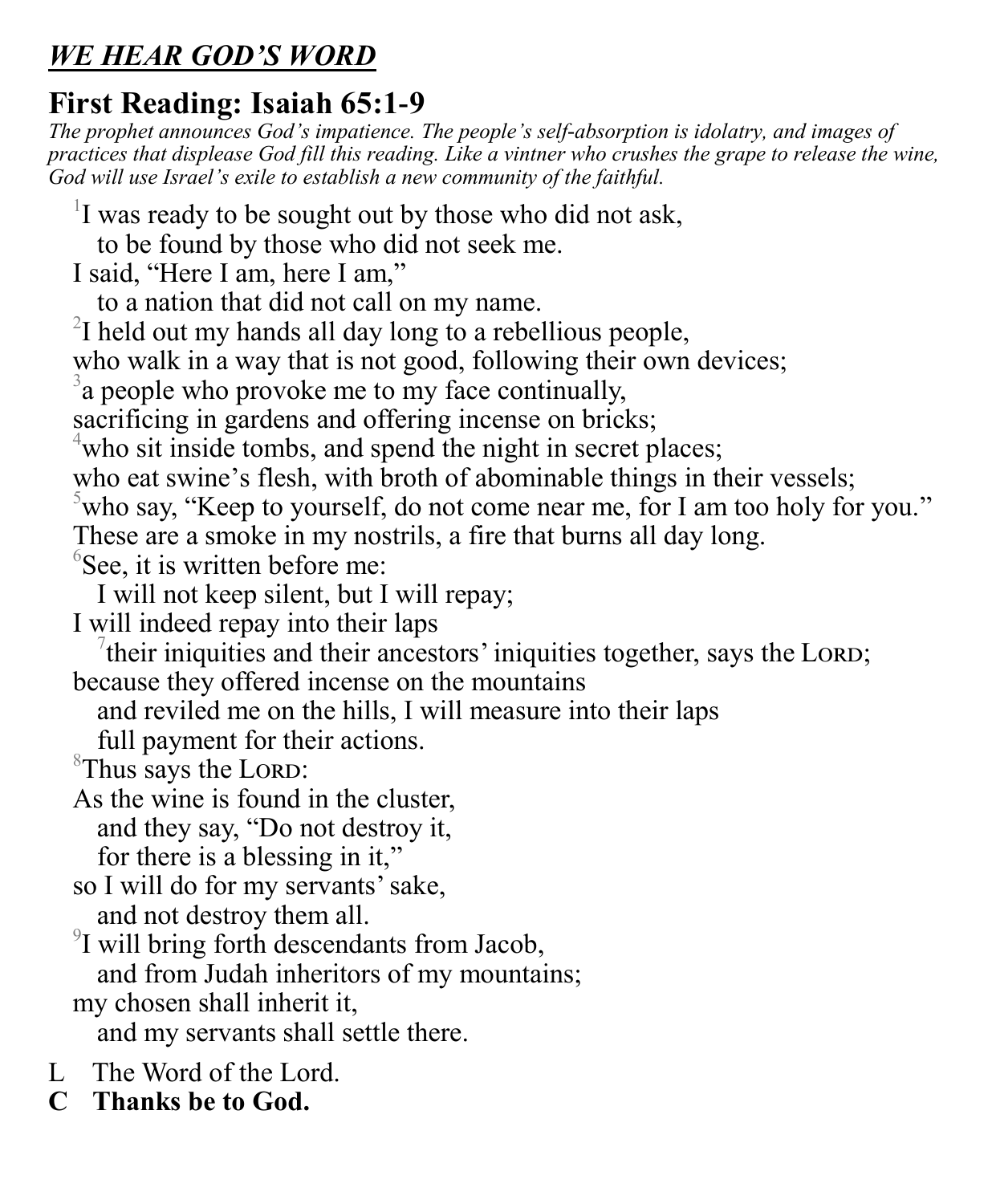***WE HEAR GOD'S WORD***

## First Reading: Isaiah 65:1-9

*The prophet announces God's impatience. The people's self-absorption is idolatry, and images of practices that displease God fill this reading. Like a vintner who crushes the grape to release the wine, God will use Israel's exile to establish a new community of the faithful.*

[1]I was ready to be sought out by those who did not ask,  
  to be found by those who did not seek me.  
I said, "Here I am, here I am,"  
  to a nation that did not call on my name.  
[2]I held out my hands all day long to a rebellious people,  
who walk in a way that is not good, following their own devices;  
[3]a people who provoke me to my face continually,  
sacrificing in gardens and offering incense on bricks;  
[4]who sit inside tombs, and spend the night in secret places;  
who eat swine's flesh, with broth of abominable things in their vessels;  
[5]who say, "Keep to yourself, do not come near me, for I am too holy for you."  
These are a smoke in my nostrils, a fire that burns all day long.  
[6]See, it is written before me:  
  I will not keep silent, but I will repay;  
I will indeed repay into their laps  
  [7]their iniquities and their ancestors' iniquities together, says the LORD;  
because they offered incense on the mountains  
  and reviled me on the hills, I will measure into their laps  
  full payment for their actions.  
[8]Thus says the LORD:  
As the wine is found in the cluster,  
  and they say, "Do not destroy it,  
  for there is a blessing in it,"  
so I will do for my servants' sake,  
  and not destroy them all.  
[9]I will bring forth descendants from Jacob,  
  and from Judah inheritors of my mountains;  
my chosen shall inherit it,  
  and my servants shall settle there.

L  The Word of the Lord.  
**C  Thanks be to God.**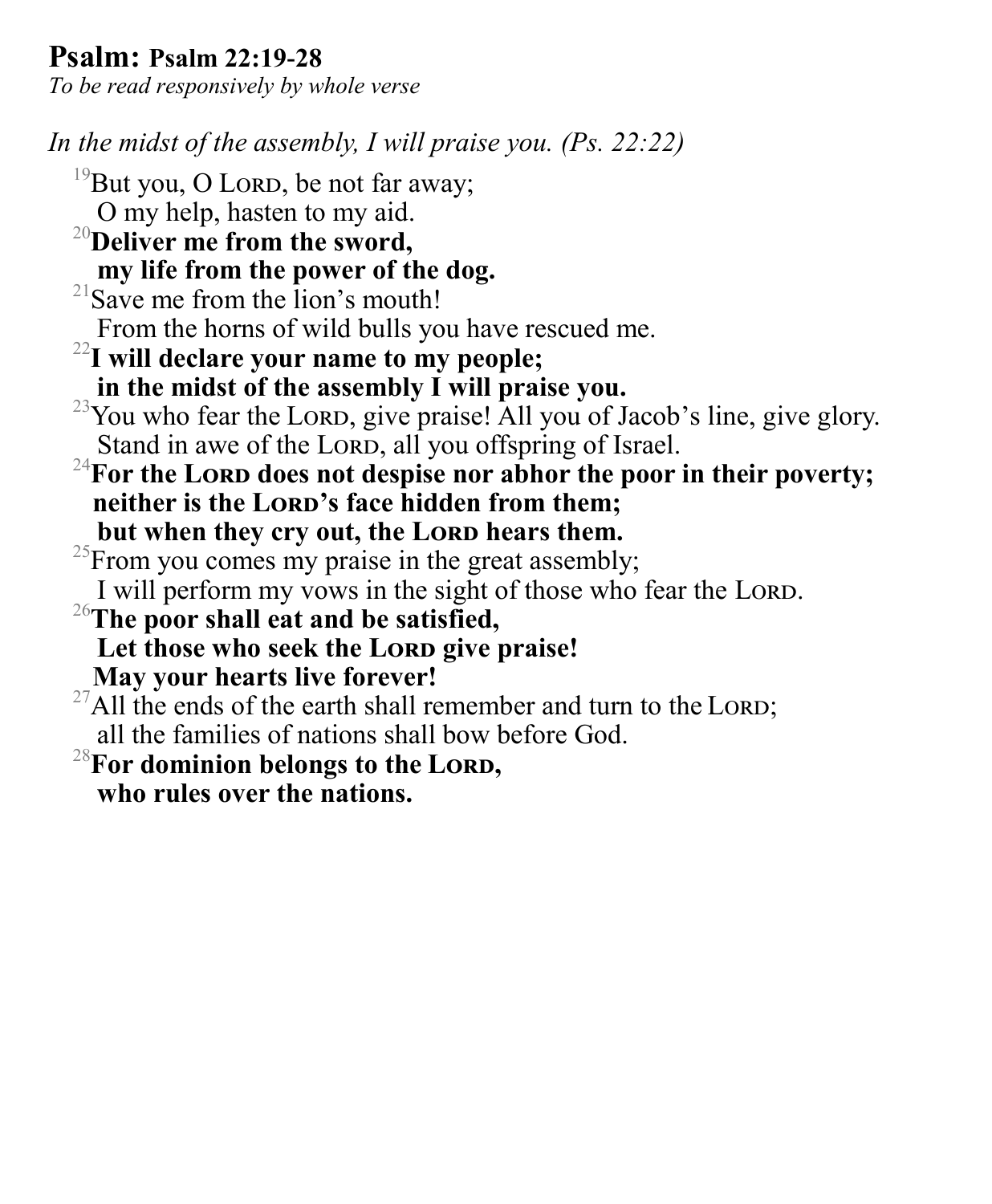# Psalm: Psalm 22:19-28

*To be read responsively by whole verse*

*In the midst of the assembly, I will praise you. (Ps. 22:22)*

[19]But you, O LORD, be not far away;
O my help, hasten to my aid.

**[20]Deliver me from the sword,**
**my life from the power of the dog.**

[21]Save me from the lion's mouth!
From the horns of wild bulls you have rescued me.

**[22]I will declare your name to my people;**
**in the midst of the assembly I will praise you.**

[23]You who fear the LORD, give praise! All you of Jacob's line, give glory.
Stand in awe of the LORD, all you offspring of Israel.

**[24]For the LORD does not despise nor abhor the poor in their poverty;**
**neither is the LORD's face hidden from them;**
**but when they cry out, the LORD hears them.**

[25]From you comes my praise in the great assembly;
I will perform my vows in the sight of those who fear the LORD.

**[26]The poor shall eat and be satisfied,**
**Let those who seek the LORD give praise!**
**May your hearts live forever!**

[27]All the ends of the earth shall remember and turn to the LORD;
all the families of nations shall bow before God.

**[28]For dominion belongs to the LORD,**
**who rules over the nations.**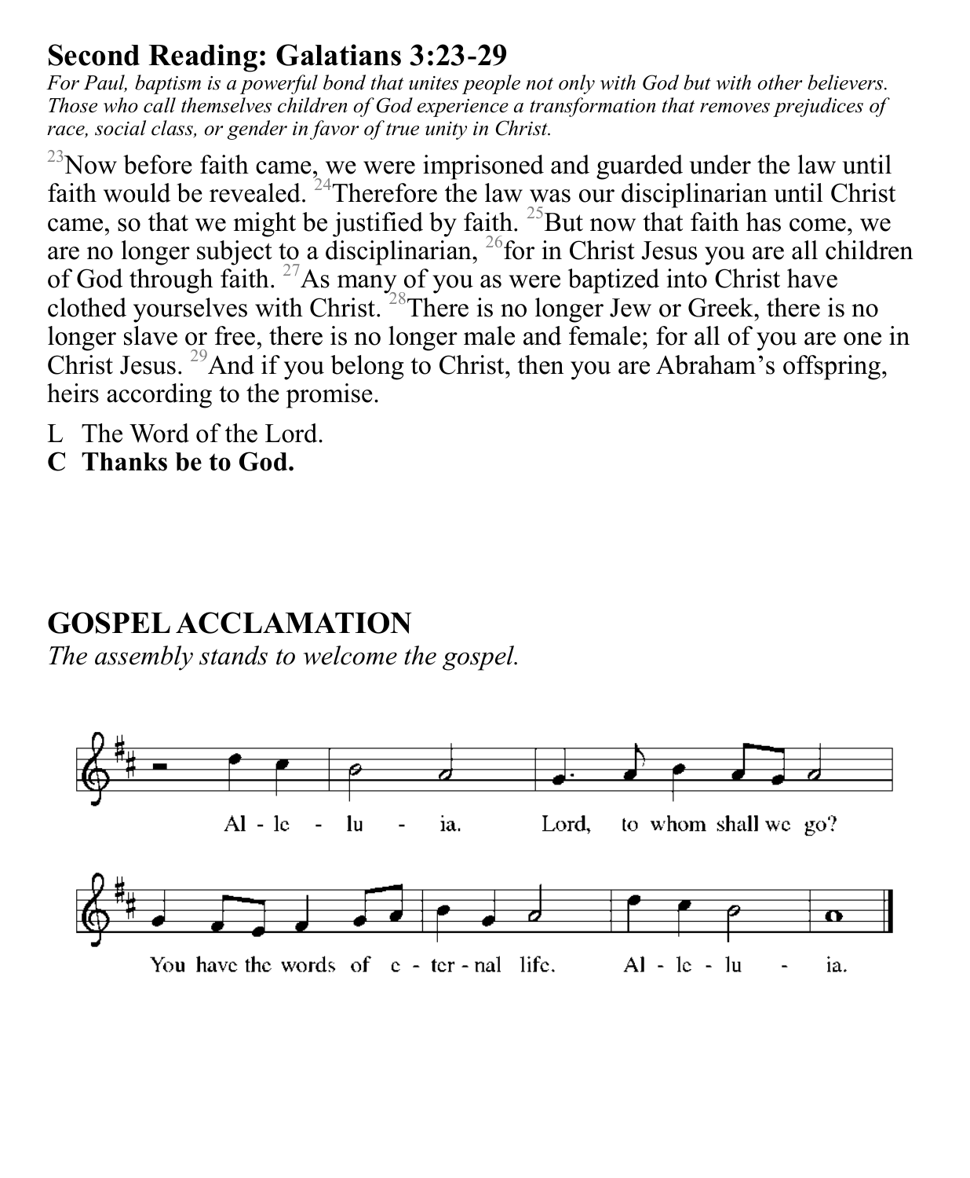## Second Reading: Galatians 3:23-29

*For Paul, baptism is a powerful bond that unites people not only with God but with other believers. Those who call themselves children of God experience a transformation that removes prejudices of race, social class, or gender in favor of true unity in Christ.*

[23]Now before faith came, we were imprisoned and guarded under the law until faith would be revealed. [24]Therefore the law was our disciplinarian until Christ came, so that we might be justified by faith. [25]But now that faith has come, we are no longer subject to a disciplinarian, [26]for in Christ Jesus you are all children of God through faith. [27]As many of you as were baptized into Christ have clothed yourselves with Christ. [28]There is no longer Jew or Greek, there is no longer slave or free, there is no longer male and female; for all of you are one in Christ Jesus. [29]And if you belong to Christ, then you are Abraham's offspring, heirs according to the promise.

L The Word of the Lord.
**C Thanks be to God.**

## GOSPEL ACCLAMATION

*The assembly stands to welcome the gospel.*

Al - le - lu - ia. Lord, to whom shall we go?
You have the words of e - ter - nal life. Al - le - lu - ia.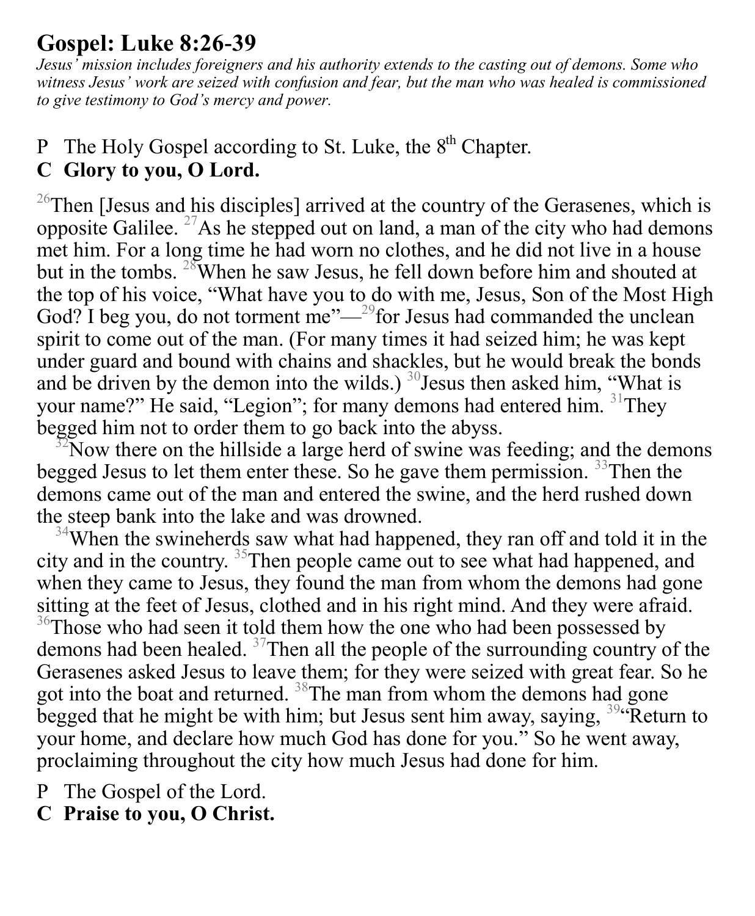## Gospel: Luke 8:26-39

*Jesus' mission includes foreigners and his authority extends to the casting out of demons. Some who witness Jesus' work are seized with confusion and fear, but the man who was healed is commissioned to give testimony to God's mercy and power.*

P The Holy Gospel according to St. Luke, the 8th Chapter.
**C Glory to you, O Lord.**

[26]Then [Jesus and his disciples] arrived at the country of the Gerasenes, which is opposite Galilee. [27]As he stepped out on land, a man of the city who had demons met him. For a long time he had worn no clothes, and he did not live in a house but in the tombs. [28]When he saw Jesus, he fell down before him and shouted at the top of his voice, "What have you to do with me, Jesus, Son of the Most High God? I beg you, do not torment me"—[29]for Jesus had commanded the unclean spirit to come out of the man. (For many times it had seized him; he was kept under guard and bound with chains and shackles, but he would break the bonds and be driven by the demon into the wilds.) [30]Jesus then asked him, "What is your name?" He said, "Legion"; for many demons had entered him. [31]They begged him not to order them to go back into the abyss.

[32]Now there on the hillside a large herd of swine was feeding; and the demons begged Jesus to let them enter these. So he gave them permission. [33]Then the demons came out of the man and entered the swine, and the herd rushed down the steep bank into the lake and was drowned.

[34]When the swineherds saw what had happened, they ran off and told it in the city and in the country. [35]Then people came out to see what had happened, and when they came to Jesus, they found the man from whom the demons had gone sitting at the feet of Jesus, clothed and in his right mind. And they were afraid. [36]Those who had seen it told them how the one who had been possessed by demons had been healed. [37]Then all the people of the surrounding country of the Gerasenes asked Jesus to leave them; for they were seized with great fear. So he got into the boat and returned. [38]The man from whom the demons had gone begged that he might be with him; but Jesus sent him away, saying, [39]"Return to your home, and declare how much God has done for you." So he went away, proclaiming throughout the city how much Jesus had done for him.

P The Gospel of the Lord.
**C Praise to you, O Christ.**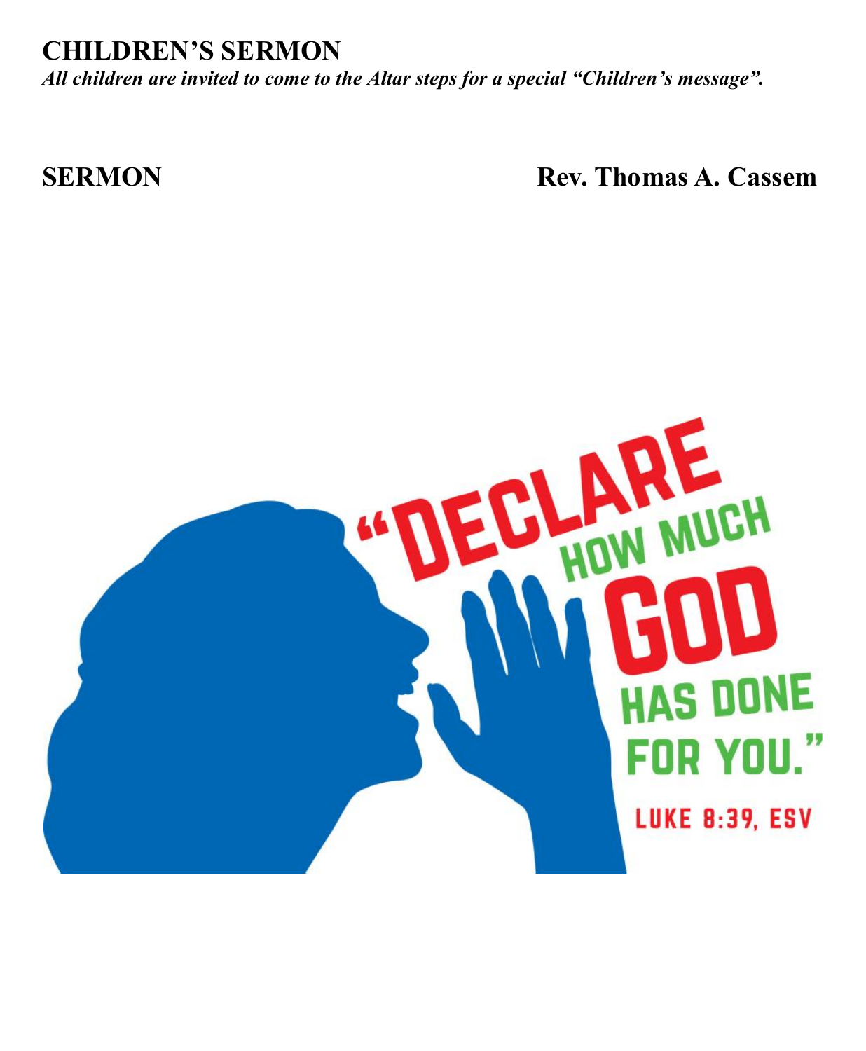## CHILDREN'S SERMON

*All children are invited to come to the Altar steps for a special "Children's message".*

## SERMON **Rev. Thomas A. Cassem**

"DECLARE HOW MUCH GOD HAS DONE FOR YOU."

LUKE 8:39, ESV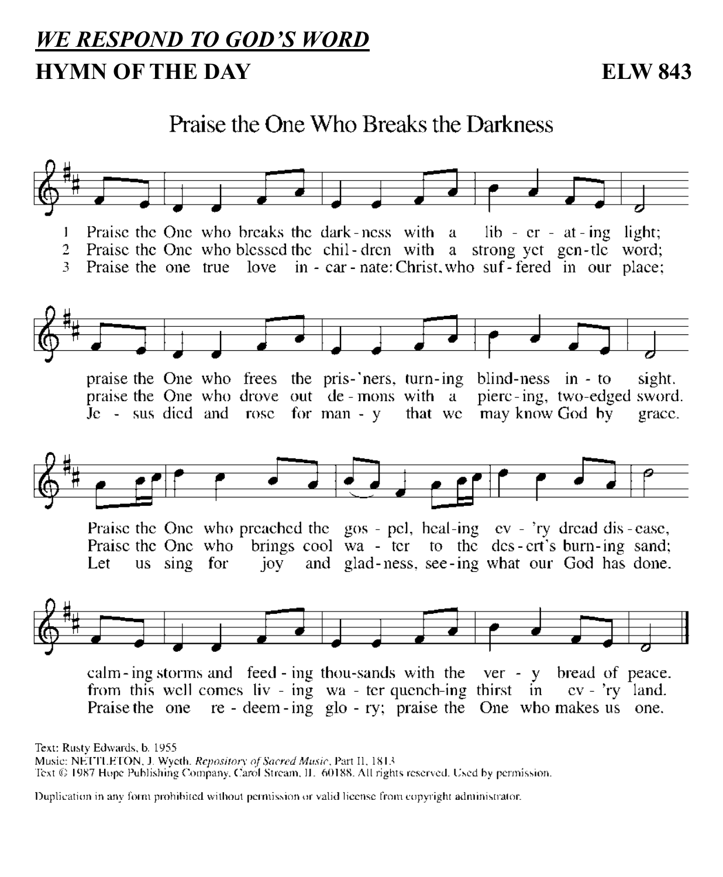## *WE RESPOND TO GOD'S WORD*

## HYMN OF THE DAY ELW 843

### Praise the One Who Breaks the Darkness

1 Praise the One who breaks the dark-ness with a lib-er-at-ing light;
praise the One who frees the pris-'ners, turn-ing blind-ness in-to sight.
Praise the One who preached the gos-pel, heal-ing ev-'ry dread dis-ease,
calm-ing storms and feed-ing thou-sands with the ver-y bread of peace.

2 Praise the One who blessed the chil-dren with a strong yet gen-tle word;
praise the One who drove out de-mons with a pierc-ing, two-edged sword.
Praise the One who brings cool wa-ter to the des-ert's burn-ing sand;
from this well comes liv-ing wa-ter quench-ing thirst in ev-'ry land.

3 Praise the one true love in-car-nate: Christ, who suf-fered in our place;
Je-sus died and rose for man-y that we may know God by grace.
Let us sing for joy and glad-ness, see-ing what our God has done.
Praise the one re-deem-ing glo-ry; praise the One who makes us one.

Text: Rusty Edwards, b. 1955
Music: NETTLETON, J. Wyeth, *Repository of Sacred Music*, Part II, 1813
Text © 1987 Hope Publishing Company, Carol Stream, IL 60188. All rights reserved. Used by permission.

Duplication in any form prohibited without permission or valid license from copyright administrator.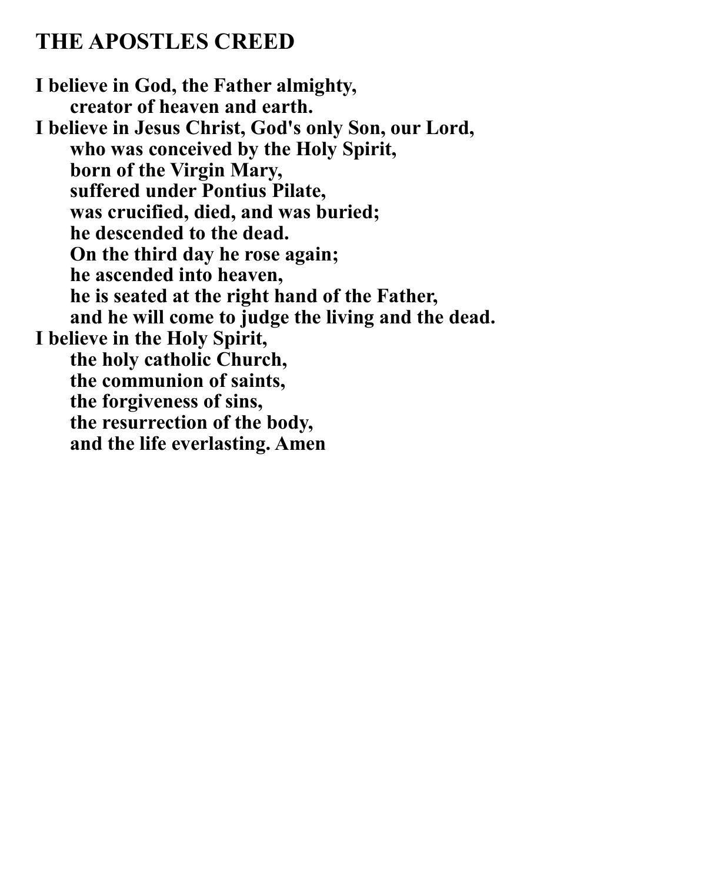# THE APOSTLES CREED

**I believe in God, the Father almighty,**
**creator of heaven and earth.**
**I believe in Jesus Christ, God's only Son, our Lord,**
**who was conceived by the Holy Spirit,**
**born of the Virgin Mary,**
**suffered under Pontius Pilate,**
**was crucified, died, and was buried;**
**he descended to the dead.**
**On the third day he rose again;**
**he ascended into heaven,**
**he is seated at the right hand of the Father,**
**and he will come to judge the living and the dead.**
**I believe in the Holy Spirit,**
**the holy catholic Church,**
**the communion of saints,**
**the forgiveness of sins,**
**the resurrection of the body,**
**and the life everlasting. Amen**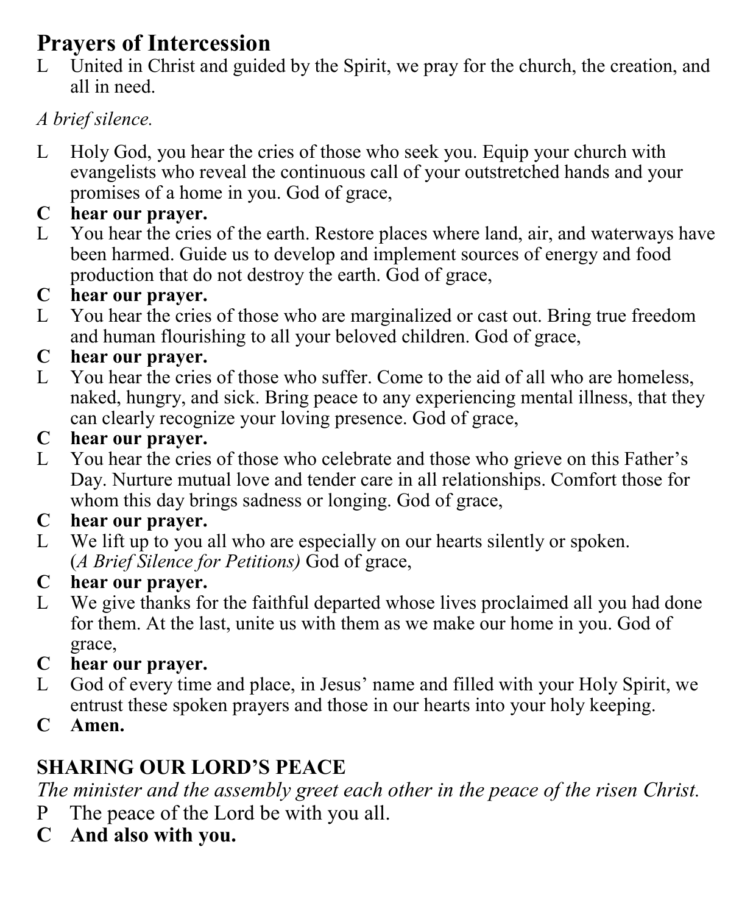## Prayers of Intercession

L United in Christ and guided by the Spirit, we pray for the church, the creation, and all in need.

*A brief silence.*

L Holy God, you hear the cries of those who seek you. Equip your church with evangelists who reveal the continuous call of your outstretched hands and your promises of a home in you. God of grace,

**C hear our prayer.**

L You hear the cries of the earth. Restore places where land, air, and waterways have been harmed. Guide us to develop and implement sources of energy and food production that do not destroy the earth. God of grace,

**C hear our prayer.**

L You hear the cries of those who are marginalized or cast out. Bring true freedom and human flourishing to all your beloved children. God of grace,

**C hear our prayer.**

L You hear the cries of those who suffer. Come to the aid of all who are homeless, naked, hungry, and sick. Bring peace to any experiencing mental illness, that they can clearly recognize your loving presence. God of grace,

**C hear our prayer.**

L You hear the cries of those who celebrate and those who grieve on this Father's Day. Nurture mutual love and tender care in all relationships. Comfort those for whom this day brings sadness or longing. God of grace,

**C hear our prayer.**

L We lift up to you all who are especially on our hearts silently or spoken. (*A Brief Silence for Petitions*) God of grace,

**C hear our prayer.**

L We give thanks for the faithful departed whose lives proclaimed all you had done for them. At the last, unite us with them as we make our home in you. God of grace,

**C hear our prayer.**

L God of every time and place, in Jesus' name and filled with your Holy Spirit, we entrust these spoken prayers and those in our hearts into your holy keeping.

**C Amen.**

## SHARING OUR LORD'S PEACE

*The minister and the assembly greet each other in the peace of the risen Christ.*

P The peace of the Lord be with you all.

**C And also with you.**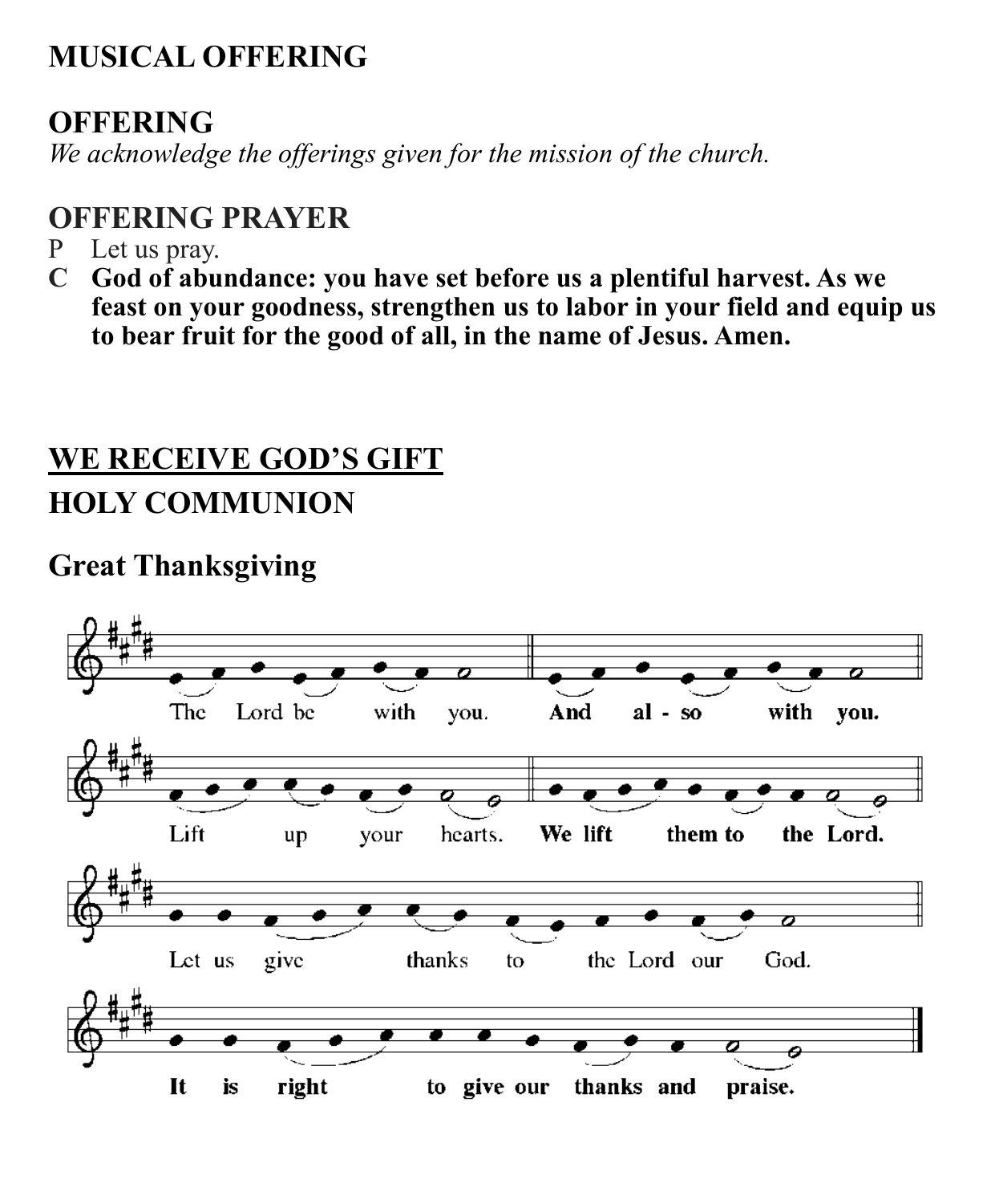## MUSICAL OFFERING

## OFFERING

*We acknowledge the offerings given for the mission of the church.*

## OFFERING PRAYER

P Let us pray.

**C God of abundance: you have set before us a plentiful harvest. As we feast on your goodness, strengthen us to labor in your field and equip us to bear fruit for the good of all, in the name of Jesus. Amen.**

## WE RECEIVE GOD'S GIFT

## HOLY COMMUNION

### Great Thanksgiving

The Lord be with you. **And also with you.**

Lift up your hearts. **We lift them to the Lord.**

Let us give thanks to the Lord our God.

**It is right to give our thanks and praise.**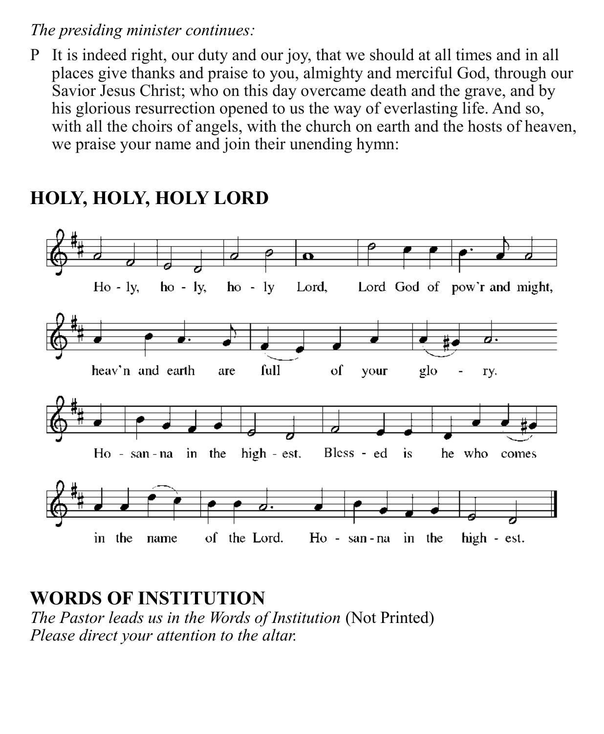*The presiding minister continues:*

P It is indeed right, our duty and our joy, that we should at all times and in all places give thanks and praise to you, almighty and merciful God, through our Savior Jesus Christ; who on this day overcame death and the grave, and by his glorious resurrection opened to us the way of everlasting life. And so, with all the choirs of angels, with the church on earth and the hosts of heaven, we praise your name and join their unending hymn:

## HOLY, HOLY, HOLY LORD

Ho - ly, ho - ly, ho - ly Lord, Lord God of pow'r and might,

heav'n and earth are full of your glo - ry.

Ho - san - na in the high - est. Bless - ed is he who comes

in the name of the Lord. Ho - san - na in the high - est.

## WORDS OF INSTITUTION

*The Pastor leads us in the Words of Institution* (Not Printed)
*Please direct your attention to the altar.*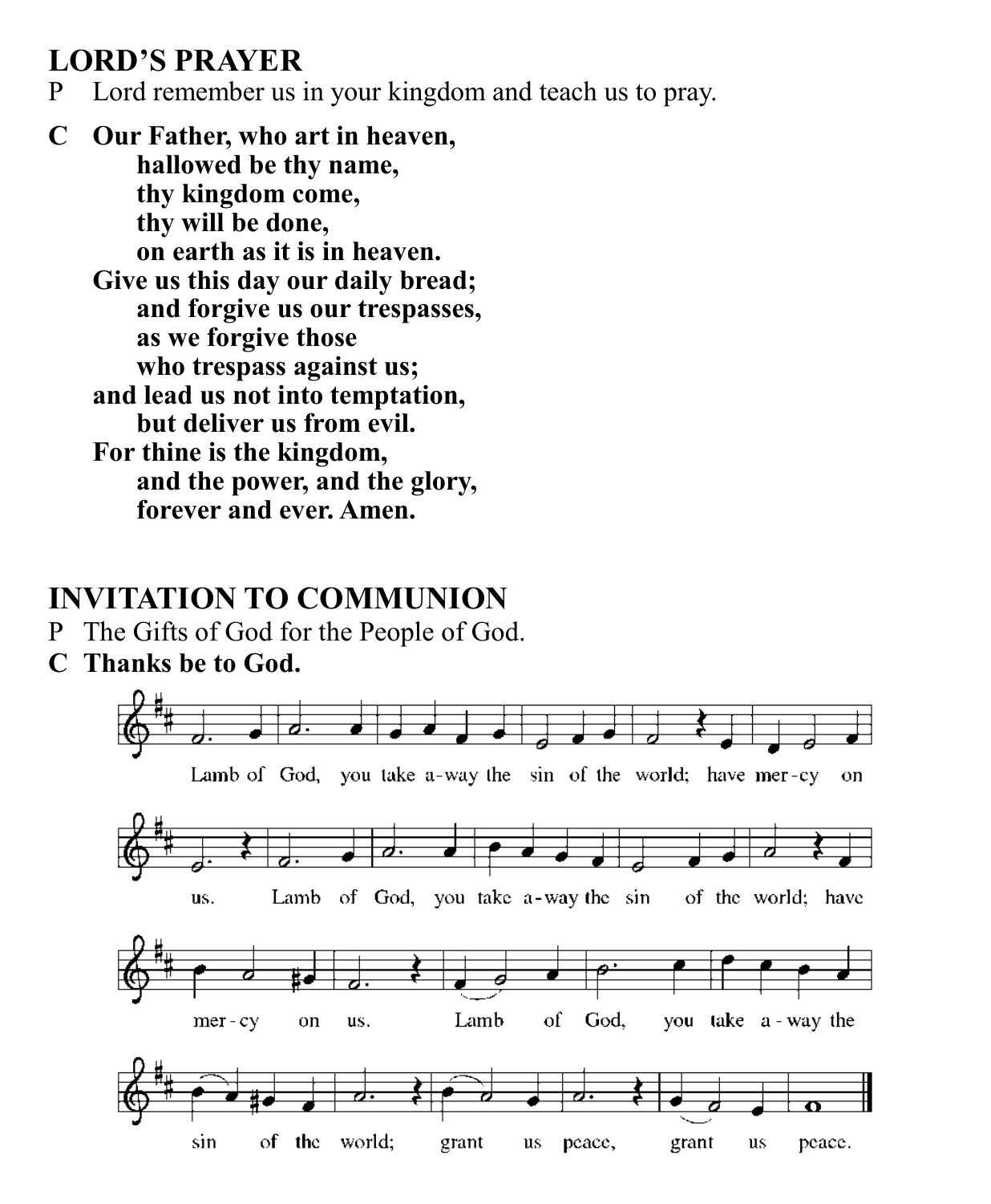## LORD'S PRAYER

P Lord remember us in your kingdom and teach us to pray.

**C Our Father, who art in heaven,**
**hallowed be thy name,**
**thy kingdom come,**
**thy will be done,**
**on earth as it is in heaven.**
**Give us this day our daily bread;**
**and forgive us our trespasses,**
**as we forgive those**
**who trespass against us;**
**and lead us not into temptation,**
**but deliver us from evil.**
**For thine is the kingdom,**
**and the power, and the glory,**
**forever and ever. Amen.**

## INVITATION TO COMMUNION

P The Gifts of God for the People of God.

**C Thanks be to God.**

Lamb of God, you take away the sin of the world; have mercy on us. Lamb of God, you take away the sin of the world; have mercy on us. Lamb of God, you take away the sin of the world; grant us peace, grant us peace.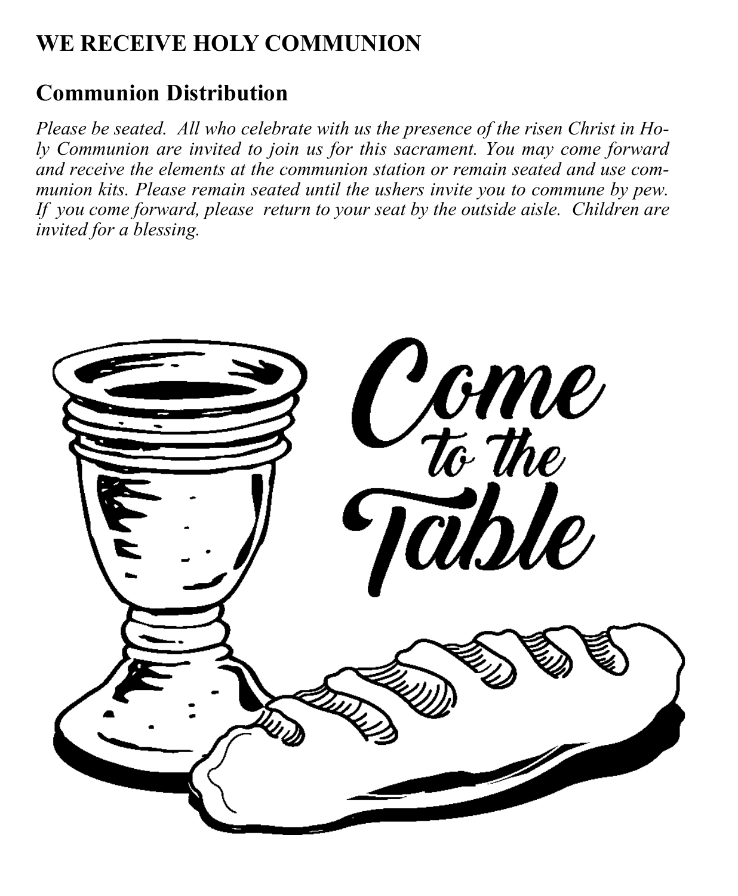## WE RECEIVE HOLY COMMUNION

### Communion Distribution

*Please be seated. All who celebrate with us the presence of the risen Christ in Holy Communion are invited to join us for this sacrament. You may come forward and receive the elements at the communion station or remain seated and use communion kits. Please remain seated until the ushers invite you to commune by pew. If you come forward, please return to your seat by the outside aisle. Children are invited for a blessing.*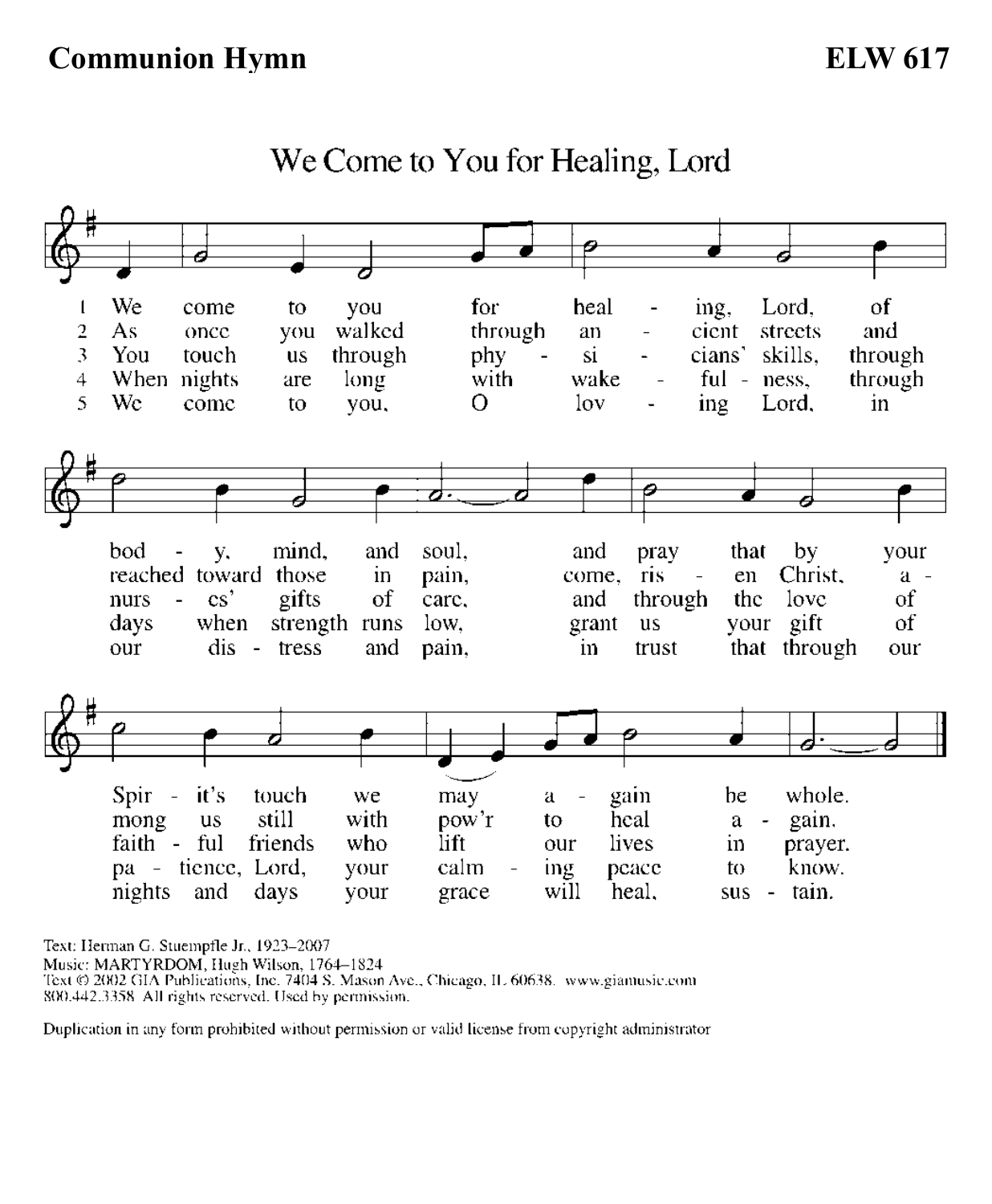**Communion Hymn** **ELW 617**

## We Come to You for Healing, Lord

1 We come to you for heal - ing, Lord, of bod - y, mind, and soul, and pray that by your Spir - it's touch we may a - gain be whole.

2 As once you walked through an - cient streets and reached toward those in pain, come, ris - en Christ, a - mong us still with pow'r to heal a - gain.

3 You touch us through phy - si - cians' skills, through nurs - es' gifts of care, and through the love of faith - ful friends who lift our lives in prayer.

4 When nights are long with wake - ful - ness, through days when strength runs low, grant us your gift of pa - tience, Lord, your calm - ing peace to know.

5 We come to you, O lov - ing Lord, in our dis - tress and pain, in trust that through our nights and days your grace will heal, sus - tain.

Text: Herman G. Stuempfle Jr., 1923–2007
Music: MARTYRDOM, Hugh Wilson, 1764–1824
Text © 2002 GIA Publications, Inc. 7404 S. Mason Ave., Chicago, IL 60638. www.giamusic.com
800.442.3358 All rights reserved. Used by permission.

Duplication in any form prohibited without permission or valid license from copyright administrator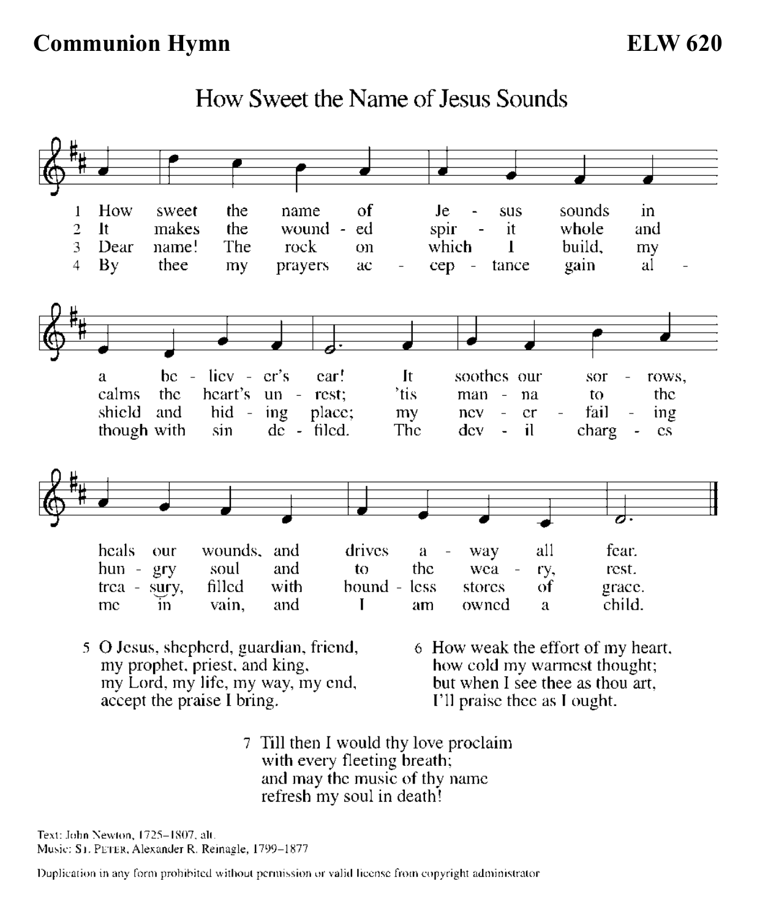**Communion Hymn** **ELW 620**

# How Sweet the Name of Jesus Sounds

1 How sweet the name of Je - sus sounds in a be - liev - er's ear! It soothes our sor - rows, heals our wounds, and drives a - way all fear.

2 It makes the wound - ed spir - it whole and calms the heart's un - rest; 'tis man - na to the hun - gry soul and to the wea - ry, rest.

3 Dear name! The rock on which I build, my shield and hid - ing place; my nev - er - fail - ing trea - sury, filled with bound - less stores of grace.

4 By thee my prayers ac - cep - tance gain al - though with sin de - filed. The dev - il charg - es me in vain, and I am owned a child.

5 O Jesus, shepherd, guardian, friend,
my prophet, priest, and king,
my Lord, my life, my way, my end,
accept the praise I bring.

6 How weak the effort of my heart,
how cold my warmest thought;
but when I see thee as thou art,
I'll praise thee as I ought.

7 Till then I would thy love proclaim
with every fleeting breath;
and may the music of thy name
refresh my soul in death!

Text: John Newton, 1725–1807, alt.
Music: ST. PETER, Alexander R. Reinagle, 1799–1877

Duplication in any form prohibited without permission or valid license from copyright administrator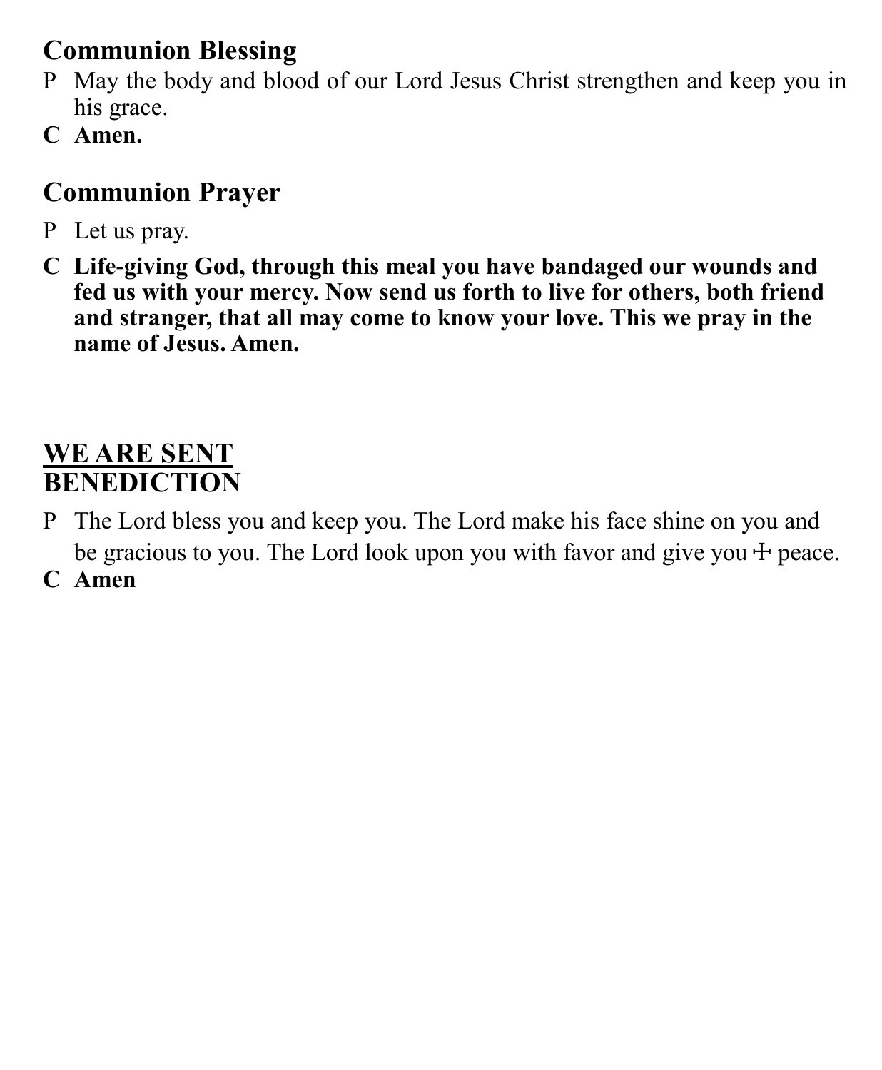## Communion Blessing

P  May the body and blood of our Lord Jesus Christ strengthen and keep you in his grace.

**C  Amen.**

## Communion Prayer

P  Let us pray.

**C  Life-giving God, through this meal you have bandaged our wounds and fed us with your mercy. Now send us forth to live for others, both friend and stranger, that all may come to know your love. This we pray in the name of Jesus. Amen.**

## <u>WE ARE SENT</u>

## BENEDICTION

P  The Lord bless you and keep you. The Lord make his face shine on you and be gracious to you. The Lord look upon you with favor and give you ☩ peace.

**C  Amen**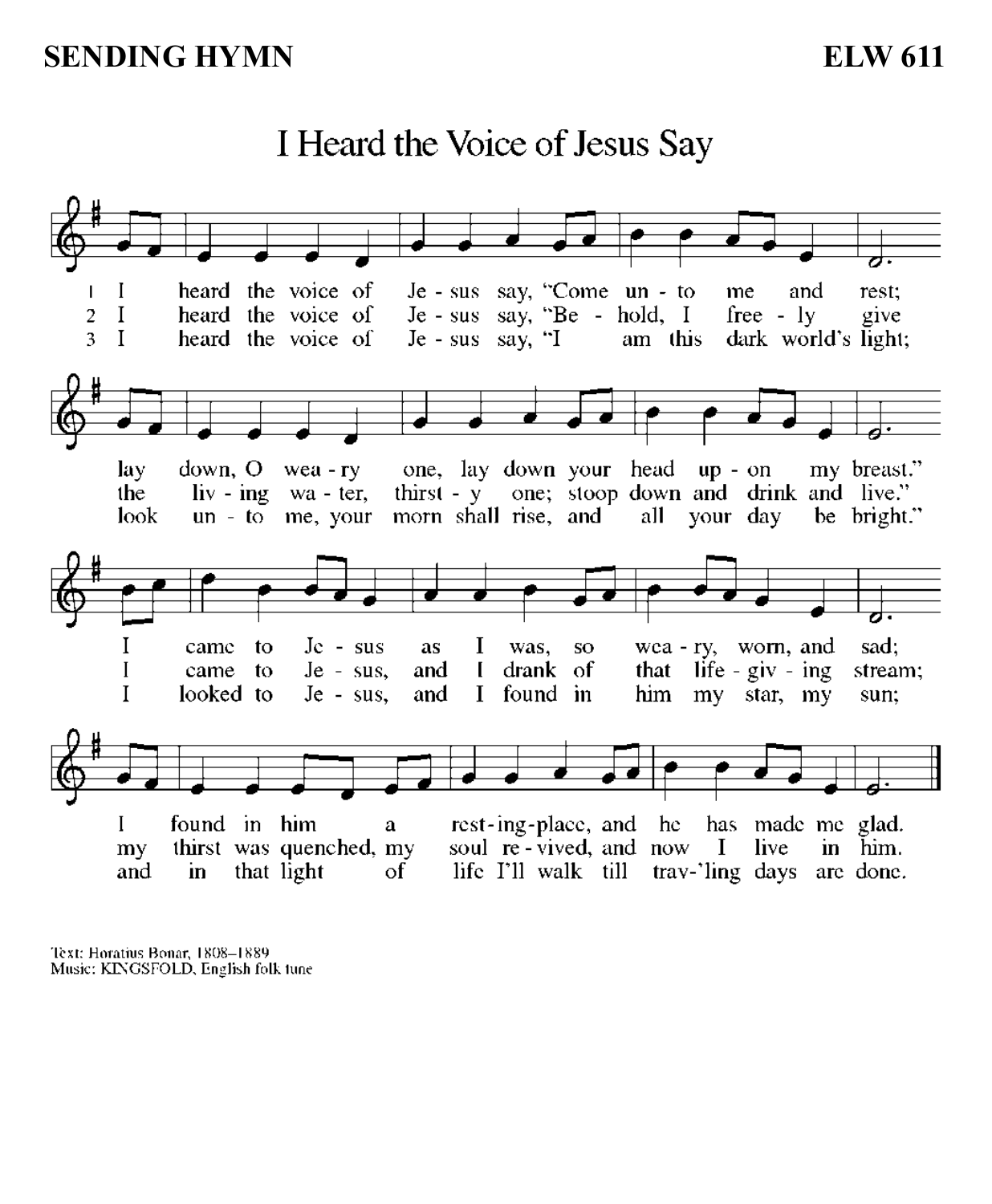**SENDING HYMN** **ELW 611**

# I Heard the Voice of Jesus Say

1 I heard the voice of Jesus say, "Come unto me and rest;
lay down, O weary one, lay down your head upon my breast."
I came to Jesus as I was, so weary, worn, and sad;
I found in him a resting-place, and he has made me glad.

2 I heard the voice of Jesus say, "Behold, I freely give
the living water, thirsty one; stoop down and drink and live."
I came to Jesus, and I drank of that life-giving stream;
my thirst was quenched, my soul revived, and now I live in him.

3 I heard the voice of Jesus say, "I am this dark world's light;
look unto me, your morn shall rise, and all your day be bright."
I looked to Jesus, and I found in him my star, my sun;
and in that light of life I'll walk till trav-'ling days are done.

Text: Horatius Bonar, 1808–1889
Music: KINGSFOLD, English folk tune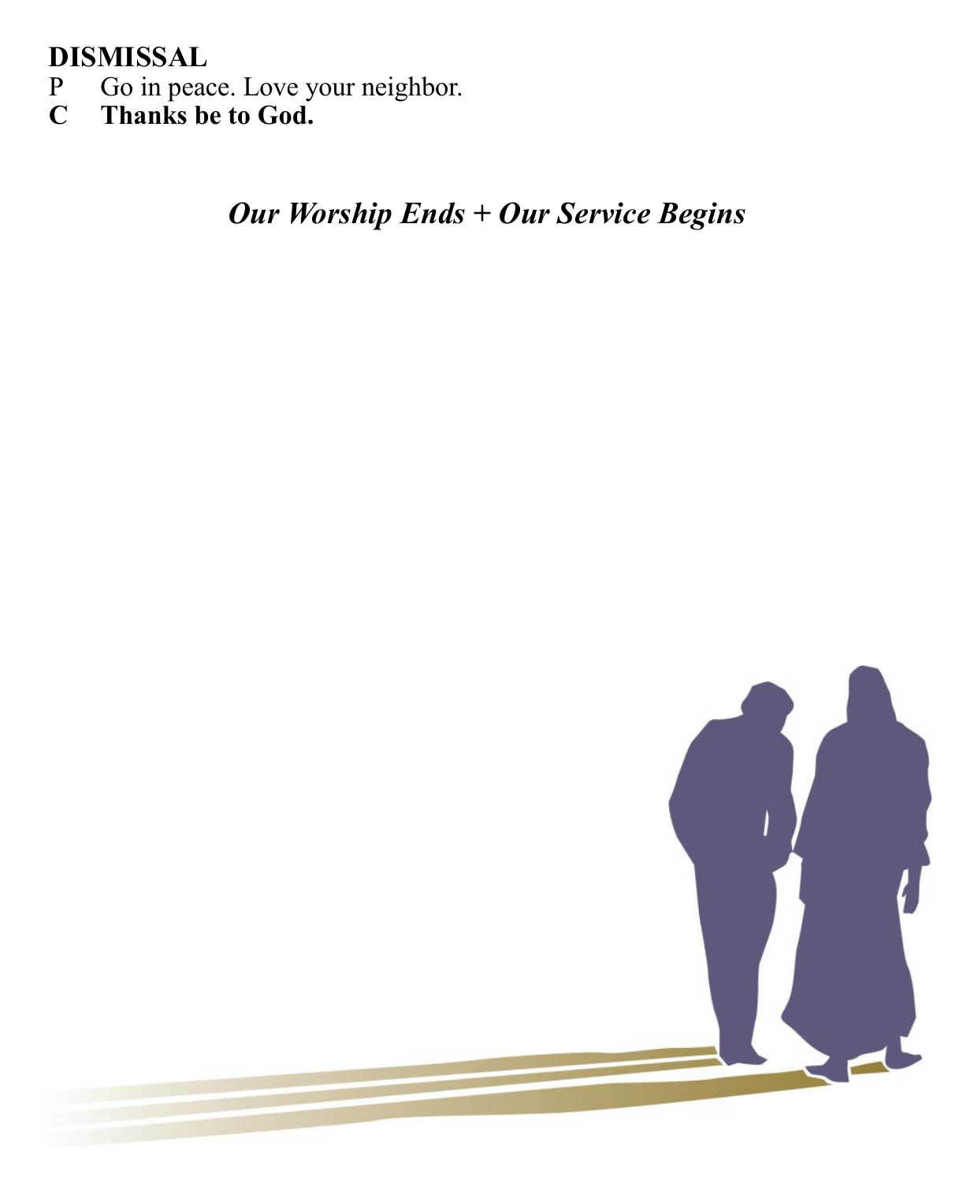**DISMISSAL**

P Go in peace. Love your neighbor.

**C Thanks be to God.**

***Our Worship Ends + Our Service Begins***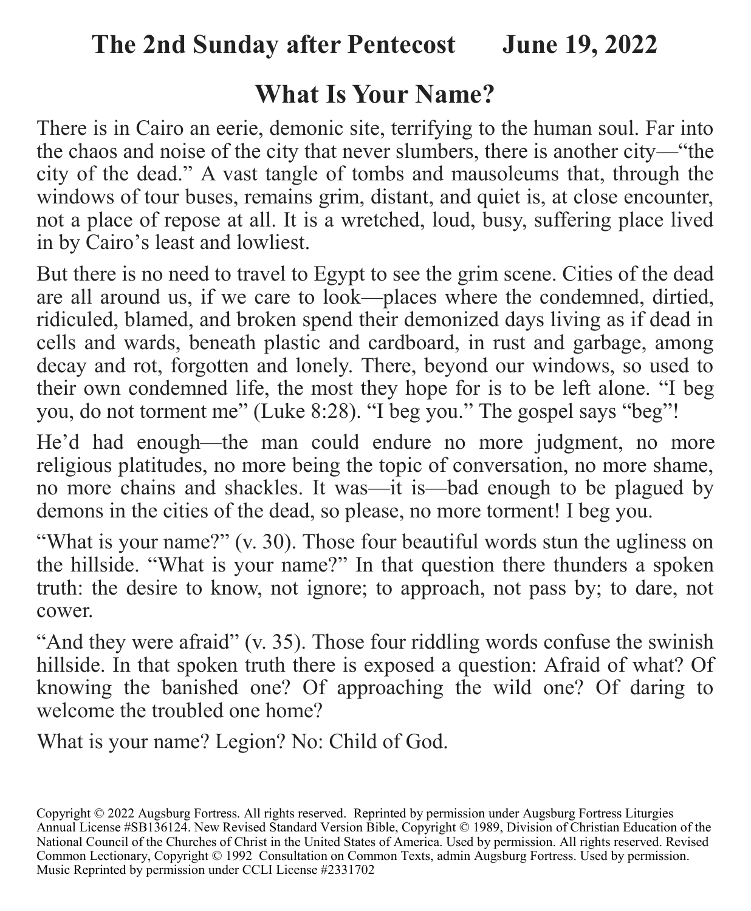# The 2nd Sunday after Pentecost June 19, 2022

## What Is Your Name?

There is in Cairo an eerie, demonic site, terrifying to the human soul. Far into the chaos and noise of the city that never slumbers, there is another city—"the city of the dead." A vast tangle of tombs and mausoleums that, through the windows of tour buses, remains grim, distant, and quiet is, at close encounter, not a place of repose at all. It is a wretched, loud, busy, suffering place lived in by Cairo's least and lowliest.

But there is no need to travel to Egypt to see the grim scene. Cities of the dead are all around us, if we care to look—places where the condemned, dirtied, ridiculed, blamed, and broken spend their demonized days living as if dead in cells and wards, beneath plastic and cardboard, in rust and garbage, among decay and rot, forgotten and lonely. There, beyond our windows, so used to their own condemned life, the most they hope for is to be left alone. "I beg you, do not torment me" (Luke 8:28). "I beg you." The gospel says "beg"!

He'd had enough—the man could endure no more judgment, no more religious platitudes, no more being the topic of conversation, no more shame, no more chains and shackles. It was—it is—bad enough to be plagued by demons in the cities of the dead, so please, no more torment! I beg you.

"What is your name?" (v. 30). Those four beautiful words stun the ugliness on the hillside. "What is your name?" In that question there thunders a spoken truth: the desire to know, not ignore; to approach, not pass by; to dare, not cower.

"And they were afraid" (v. 35). Those four riddling words confuse the swinish hillside. In that spoken truth there is exposed a question: Afraid of what? Of knowing the banished one? Of approaching the wild one? Of daring to welcome the troubled one home?

What is your name? Legion? No: Child of God.

Copyright © 2022 Augsburg Fortress. All rights reserved. Reprinted by permission under Augsburg Fortress Liturgies Annual License #SB136124. New Revised Standard Version Bible, Copyright © 1989, Division of Christian Education of the National Council of the Churches of Christ in the United States of America. Used by permission. All rights reserved. Revised Common Lectionary, Copyright © 1992 Consultation on Common Texts, admin Augsburg Fortress. Used by permission. Music Reprinted by permission under CCLI License #2331702